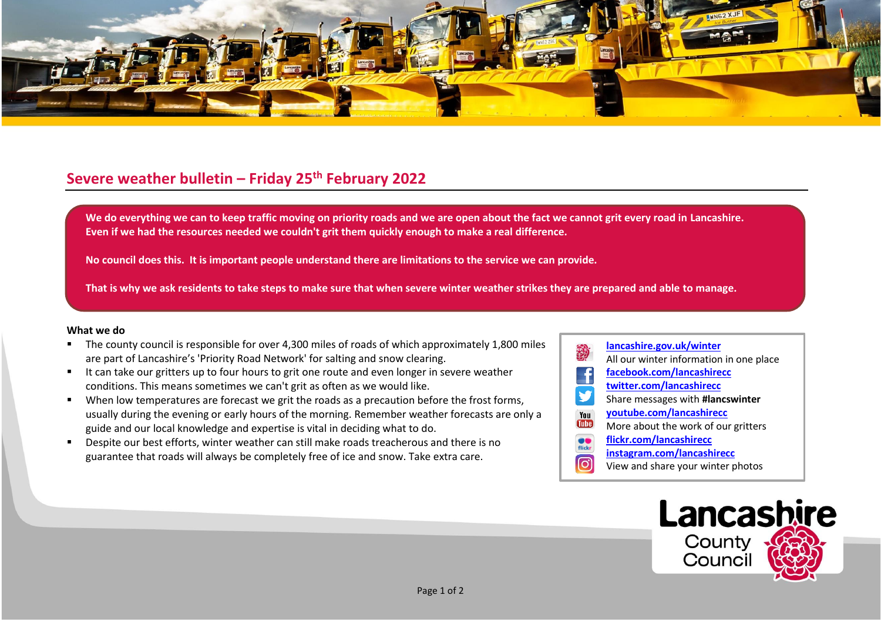## Severe weather bulletin – Friday 25th February 2022

**We do everything we can to keep traffic moving on priority roads and we are open about the fact we cannot grit every road in Lancashire. Even if we had the resources needed we couldn't grit them quickly enough to make a real difference.**

**No council does this. It is important people understand there are limitations to the service we can provide.**

**That is why we ask residents to take steps to make sure that when severe winter weather strikes they are prepared and able to manage.**

**What we do**

- The county council is responsible for over 4,300 miles of roads of which approximately 1,800 miles are part of Lancashire's 'Priority Road Network' for salting and snow clearing.
- It can take our gritters up to four hours to grit one route and even longer in severe weather conditions. This means sometimes we can't grit as often as we would like.
- When low temperatures are forecast we grit the roads as a precaution before the frost forms, usually during the evening or early hours of the morning. Remember weather forecasts are only a guide and our local knowledge and expertise is vital in deciding what to do.
- Despite our best efforts, winter weather can still make roads treacherous and there is no guarantee that roads will always be completely free of ice and snow. Take extra care.

[lancashire.gov.uk/winter](lancashire.gov.uk/winter)
All our winter information in one place
[facebook.com/lancashirecc](facebook.com/lancashirecc)
[twitter.com/lancashirecc](twitter.com/lancashirecc)
Share messages with **#lancswinter**
[youtube.com/lancashirecc](youtube.com/lancashirecc)
More about the work of our gritters
[flickr.com/lancashirecc](flickr.com/lancashirecc)
[instagram.com/lancashirecc](instagram.com/lancashirecc)
View and share your winter photos

Lancashire County Council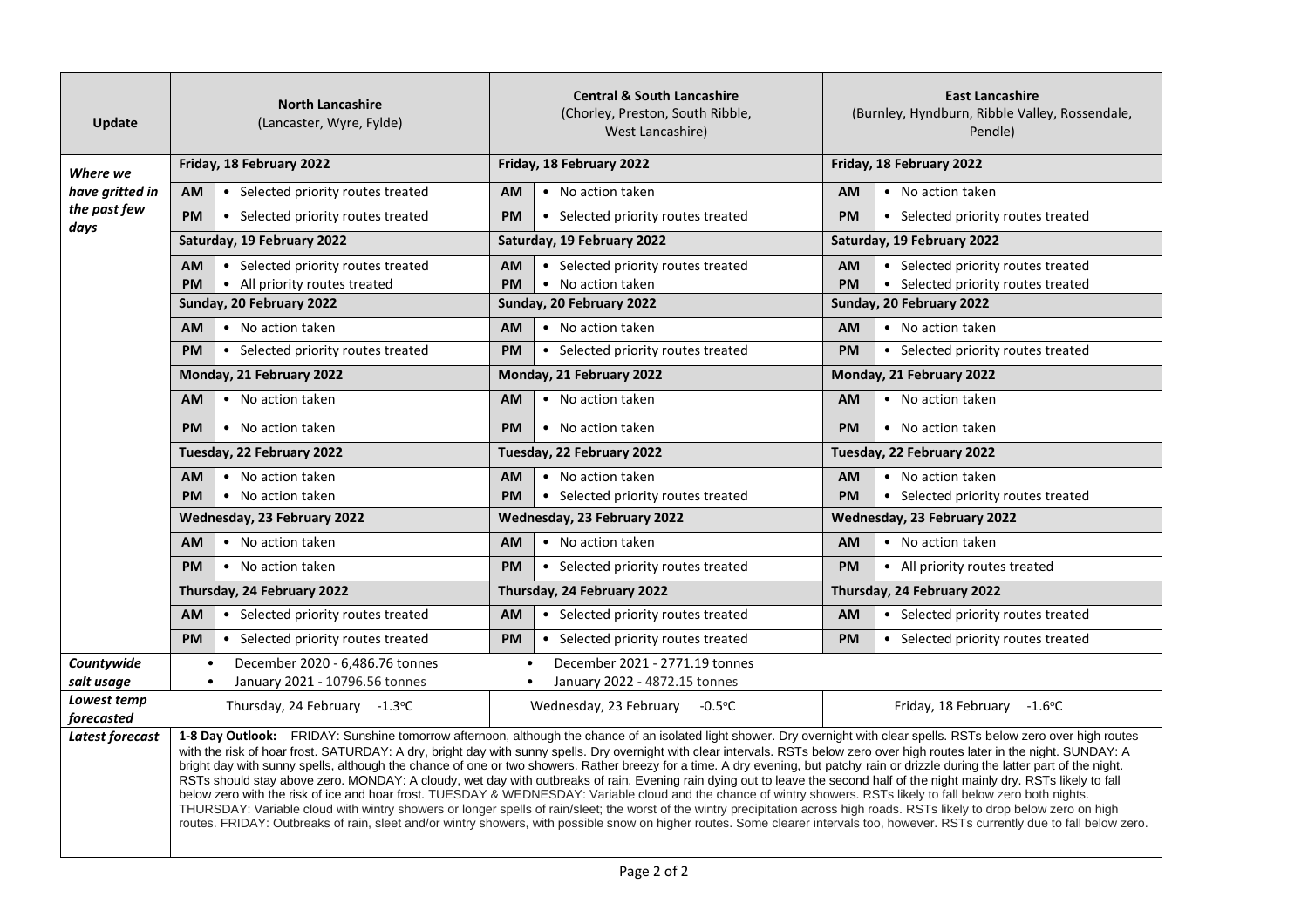| Update | North Lancashire (Lancaster, Wyre, Fylde) | | Central & South Lancashire (Chorley, Preston, South Ribble, West Lancashire) | | East Lancashire (Burnley, Hyndburn, Ribble Valley, Rossendale, Pendle) | |
|---|---|---|---|---|---|---|
| ***Where we have gritted in the past few days*** | **Friday, 18 February 2022** | | **Friday, 18 February 2022** | | **Friday, 18 February 2022** | |
| | **AM** | • Selected priority routes treated | **AM** | • No action taken | **AM** | • No action taken |
| | **PM** | • Selected priority routes treated | **PM** | • Selected priority routes treated | **PM** | • Selected priority routes treated |
| | **Saturday, 19 February 2022** | | **Saturday, 19 February 2022** | | **Saturday, 19 February 2022** | |
| | **AM** | • Selected priority routes treated | **AM** | • Selected priority routes treated | **AM** | • Selected priority routes treated |
| | **PM** | • All priority routes treated | **PM** | • No action taken | **PM** | • Selected priority routes treated |
| | **Sunday, 20 February 2022** | | **Sunday, 20 February 2022** | | **Sunday, 20 February 2022** | |
| | **AM** | • No action taken | **AM** | • No action taken | **AM** | • No action taken |
| | **PM** | • Selected priority routes treated | **PM** | • Selected priority routes treated | **PM** | • Selected priority routes treated |
| | **Monday, 21 February 2022** | | **Monday, 21 February 2022** | | **Monday, 21 February 2022** | |
| | **AM** | • No action taken | **AM** | • No action taken | **AM** | • No action taken |
| | **PM** | • No action taken | **PM** | • No action taken | **PM** | • No action taken |
| | **Tuesday, 22 February 2022** | | **Tuesday, 22 February 2022** | | **Tuesday, 22 February 2022** | |
| | **AM** | • No action taken | **AM** | • No action taken | **AM** | • No action taken |
| | **PM** | • No action taken | **PM** | • Selected priority routes treated | **PM** | • Selected priority routes treated |
| | **Wednesday, 23 February 2022** | | **Wednesday, 23 February 2022** | | **Wednesday, 23 February 2022** | |
| | **AM** | • No action taken | **AM** | • No action taken | **AM** | • No action taken |
| | **PM** | • No action taken | **PM** | • Selected priority routes treated | **PM** | • All priority routes treated |
| | **Thursday, 24 February 2022** | | **Thursday, 24 February 2022** | | **Thursday, 24 February 2022** | |
| | **AM** | • Selected priority routes treated | **AM** | • Selected priority routes treated | **AM** | • Selected priority routes treated |
| | **PM** | • Selected priority routes treated | **PM** | • Selected priority routes treated | **PM** | • Selected priority routes treated |
| ***Countywide salt usage*** | • December 2020 - 6,486.76 tonnes<br>• January 2021 - 10796.56 tonnes | | • December 2021 - 2771.19 tonnes<br>• January 2022 - 4872.15 tonnes | | | |
| ***Lowest temp forecasted*** | Thursday, 24 February -1.3°C | | Wednesday, 23 February -0.5°C | | Friday, 18 February -1.6°C | |
| ***Latest forecast*** | **1-8 Day Outlook:** FRIDAY: Sunshine tomorrow afternoon, although the chance of an isolated light shower. Dry overnight with clear spells. RSTs below zero over high routes with the risk of hoar frost. SATURDAY: A dry, bright day with sunny spells. Dry overnight with clear intervals. RSTs below zero over high routes later in the night. SUNDAY: A bright day with sunny spells, although the chance of one or two showers. Rather breezy for a time. A dry evening, but patchy rain or drizzle during the latter part of the night. RSTs should stay above zero. MONDAY: A cloudy, wet day with outbreaks of rain. Evening rain dying out to leave the second half of the night mainly dry. RSTs likely to fall below zero with the risk of ice and hoar frost. TUESDAY & WEDNESDAY: Variable cloud and the chance of wintry showers. RSTs likely to fall below zero both nights. THURSDAY: Variable cloud with wintry showers or longer spells of rain/sleet; the worst of the wintry precipitation across high roads. RSTs likely to drop below zero on high routes. FRIDAY: Outbreaks of rain, sleet and/or wintry showers, with possible snow on higher routes. Some clearer intervals too, however. RSTs currently due to fall below zero. | | | | | |